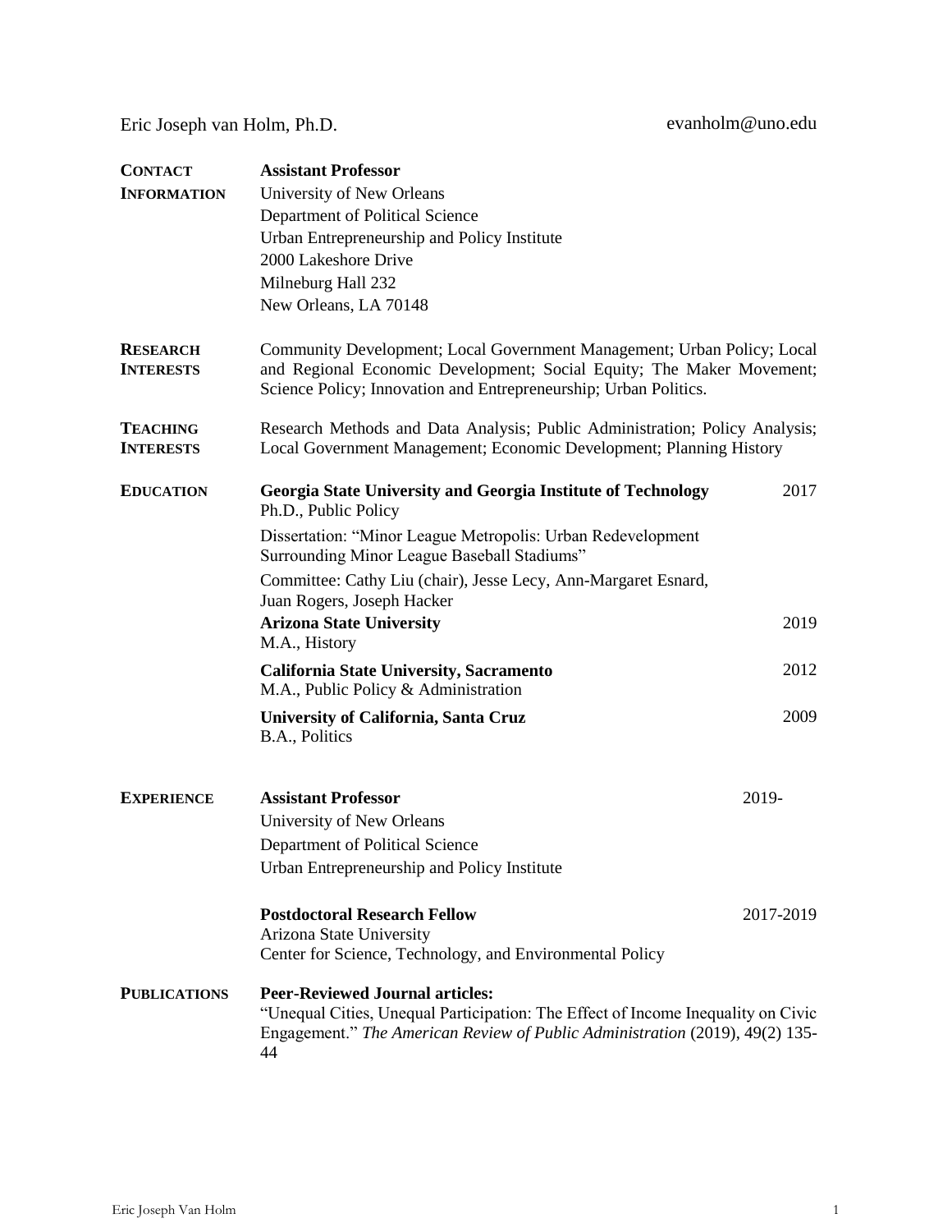Eric Joseph van Holm, Ph.D. evanholm@uno.edu

**CONTACT INFORMATION**

**Assistant Professor**
University of New Orleans
Department of Political Science
Urban Entrepreneurship and Policy Institute
2000 Lakeshore Drive
Milneburg Hall 232
New Orleans, LA 70148

**RESEARCH INTERESTS**

Community Development; Local Government Management; Urban Policy; Local and Regional Economic Development; Social Equity; The Maker Movement; Science Policy; Innovation and Entrepreneurship; Urban Politics.

**TEACHING INTERESTS**

Research Methods and Data Analysis; Public Administration; Policy Analysis; Local Government Management; Economic Development; Planning History

**EDUCATION**

**Georgia State University and Georgia Institute of Technology** — 2017
Ph.D., Public Policy

Dissertation: "Minor League Metropolis: Urban Redevelopment Surrounding Minor League Baseball Stadiums"

Committee: Cathy Liu (chair), Jesse Lecy, Ann-Margaret Esnard, Juan Rogers, Joseph Hacker

**Arizona State University** — 2019
M.A., History

**California State University, Sacramento** — 2012
M.A., Public Policy & Administration

**University of California, Santa Cruz** — 2009
B.A., Politics

**EXPERIENCE**

**Assistant Professor** — 2019-
University of New Orleans
Department of Political Science
Urban Entrepreneurship and Policy Institute

**Postdoctoral Research Fellow** — 2017-2019
Arizona State University
Center for Science, Technology, and Environmental Policy

**PUBLICATIONS**

**Peer-Reviewed Journal articles:**

"Unequal Cities, Unequal Participation: The Effect of Income Inequality on Civic Engagement." *The American Review of Public Administration* (2019), 49(2) 135-44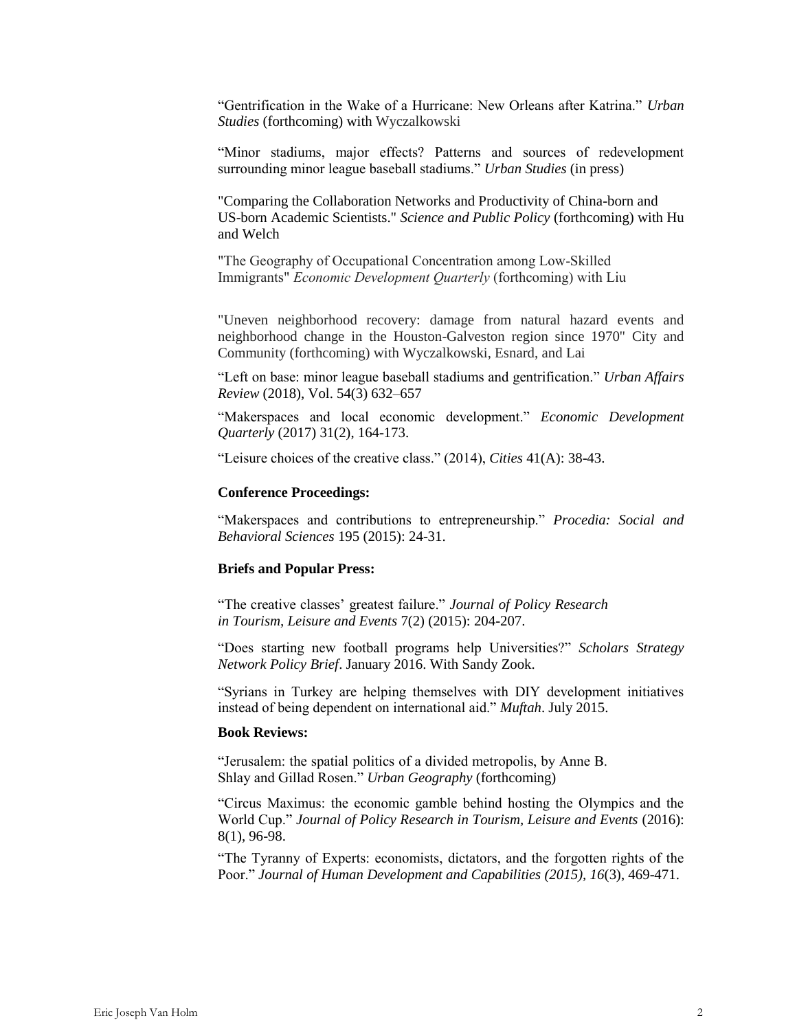"Gentrification in the Wake of a Hurricane: New Orleans after Katrina." *Urban Studies* (forthcoming) with Wyczalkowski

"Minor stadiums, major effects? Patterns and sources of redevelopment surrounding minor league baseball stadiums." *Urban Studies* (in press)

"Comparing the Collaboration Networks and Productivity of China-born and US-born Academic Scientists." *Science and Public Policy* (forthcoming) with Hu and Welch

"The Geography of Occupational Concentration among Low-Skilled Immigrants" *Economic Development Quarterly* (forthcoming) with Liu

"Uneven neighborhood recovery: damage from natural hazard events and neighborhood change in the Houston-Galveston region since 1970" City and Community (forthcoming) with Wyczalkowski, Esnard, and Lai

"Left on base: minor league baseball stadiums and gentrification." *Urban Affairs Review* (2018), Vol. 54(3) 632–657

"Makerspaces and local economic development." *Economic Development Quarterly* (2017) 31(2), 164-173.

"Leisure choices of the creative class." (2014), *Cities* 41(A): 38-43.

**Conference Proceedings:**

"Makerspaces and contributions to entrepreneurship." *Procedia: Social and Behavioral Sciences* 195 (2015): 24-31.

**Briefs and Popular Press:**

"The creative classes' greatest failure." *Journal of Policy Research in Tourism, Leisure and Events* 7(2) (2015): 204-207.

"Does starting new football programs help Universities?" *Scholars Strategy Network Policy Brief*. January 2016. With Sandy Zook.

"Syrians in Turkey are helping themselves with DIY development initiatives instead of being dependent on international aid." *Muftah*. July 2015.

**Book Reviews:**

"Jerusalem: the spatial politics of a divided metropolis, by Anne B. Shlay and Gillad Rosen." *Urban Geography* (forthcoming)

"Circus Maximus: the economic gamble behind hosting the Olympics and the World Cup." *Journal of Policy Research in Tourism, Leisure and Events* (2016): 8(1), 96-98.

"The Tyranny of Experts: economists, dictators, and the forgotten rights of the Poor." *Journal of Human Development and Capabilities (2015), 16*(3), 469-471.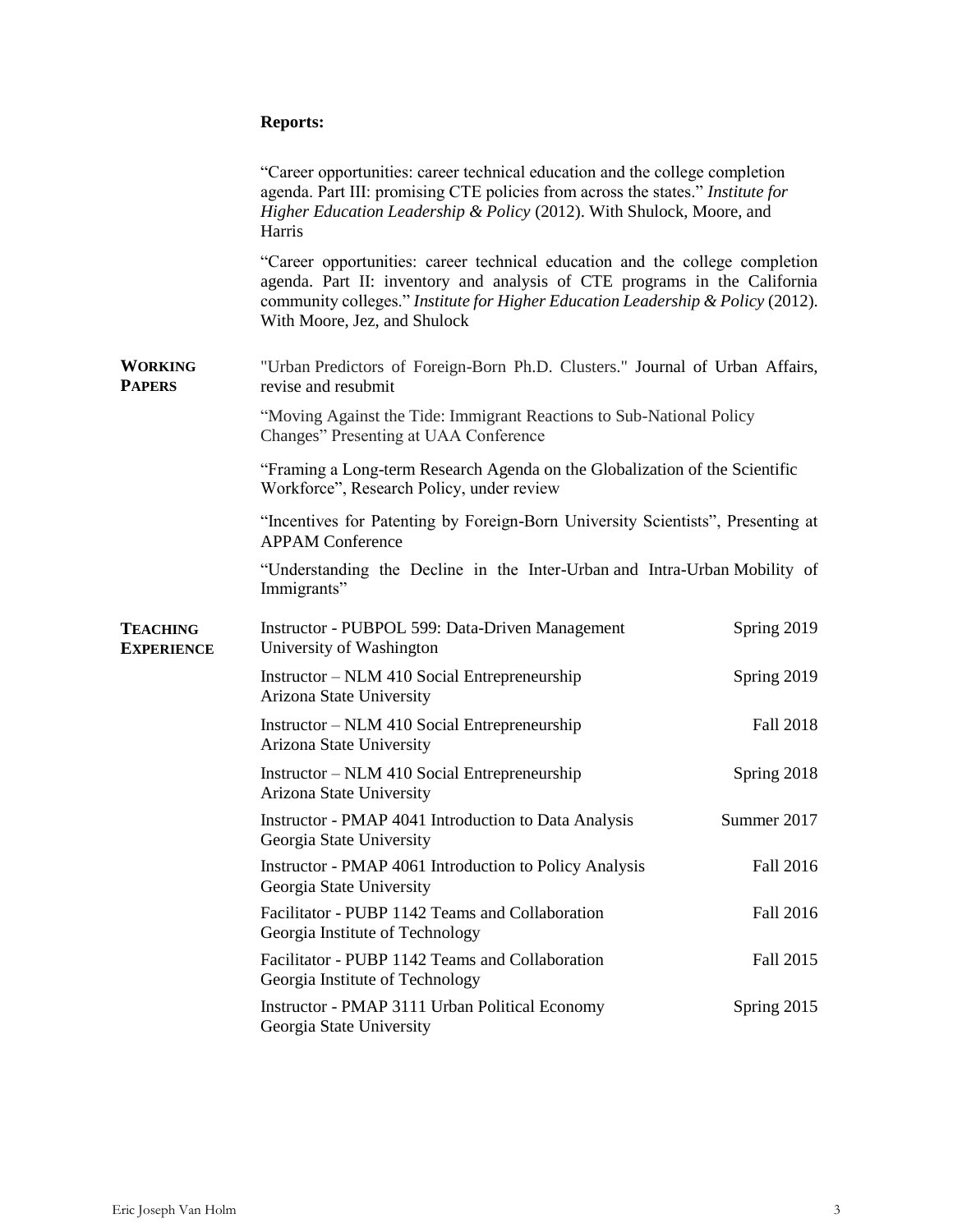**Reports:**

"Career opportunities: career technical education and the college completion agenda. Part III: promising CTE policies from across the states." *Institute for Higher Education Leadership & Policy* (2012). With Shulock, Moore, and Harris

"Career opportunities: career technical education and the college completion agenda. Part II: inventory and analysis of CTE programs in the California community colleges." *Institute for Higher Education Leadership & Policy* (2012). With Moore, Jez, and Shulock

## WORKING PAPERS

"Urban Predictors of Foreign-Born Ph.D. Clusters." Journal of Urban Affairs, revise and resubmit

"Moving Against the Tide: Immigrant Reactions to Sub-National Policy Changes" Presenting at UAA Conference

"Framing a Long-term Research Agenda on the Globalization of the Scientific Workforce", Research Policy, under review

"Incentives for Patenting by Foreign-Born University Scientists", Presenting at APPAM Conference

"Understanding the Decline in the Inter-Urban and Intra-Urban Mobility of Immigrants"

## TEACHING EXPERIENCE

Instructor - PUBPOL 599: Data-Driven Management — Spring 2019
University of Washington

Instructor – NLM 410 Social Entrepreneurship — Spring 2019
Arizona State University

Instructor – NLM 410 Social Entrepreneurship — Fall 2018
Arizona State University

Instructor – NLM 410 Social Entrepreneurship — Spring 2018
Arizona State University

Instructor - PMAP 4041 Introduction to Data Analysis — Summer 2017
Georgia State University

Instructor - PMAP 4061 Introduction to Policy Analysis — Fall 2016
Georgia State University

Facilitator - PUBP 1142 Teams and Collaboration — Fall 2016
Georgia Institute of Technology

Facilitator - PUBP 1142 Teams and Collaboration — Fall 2015
Georgia Institute of Technology

Instructor - PMAP 3111 Urban Political Economy — Spring 2015
Georgia State University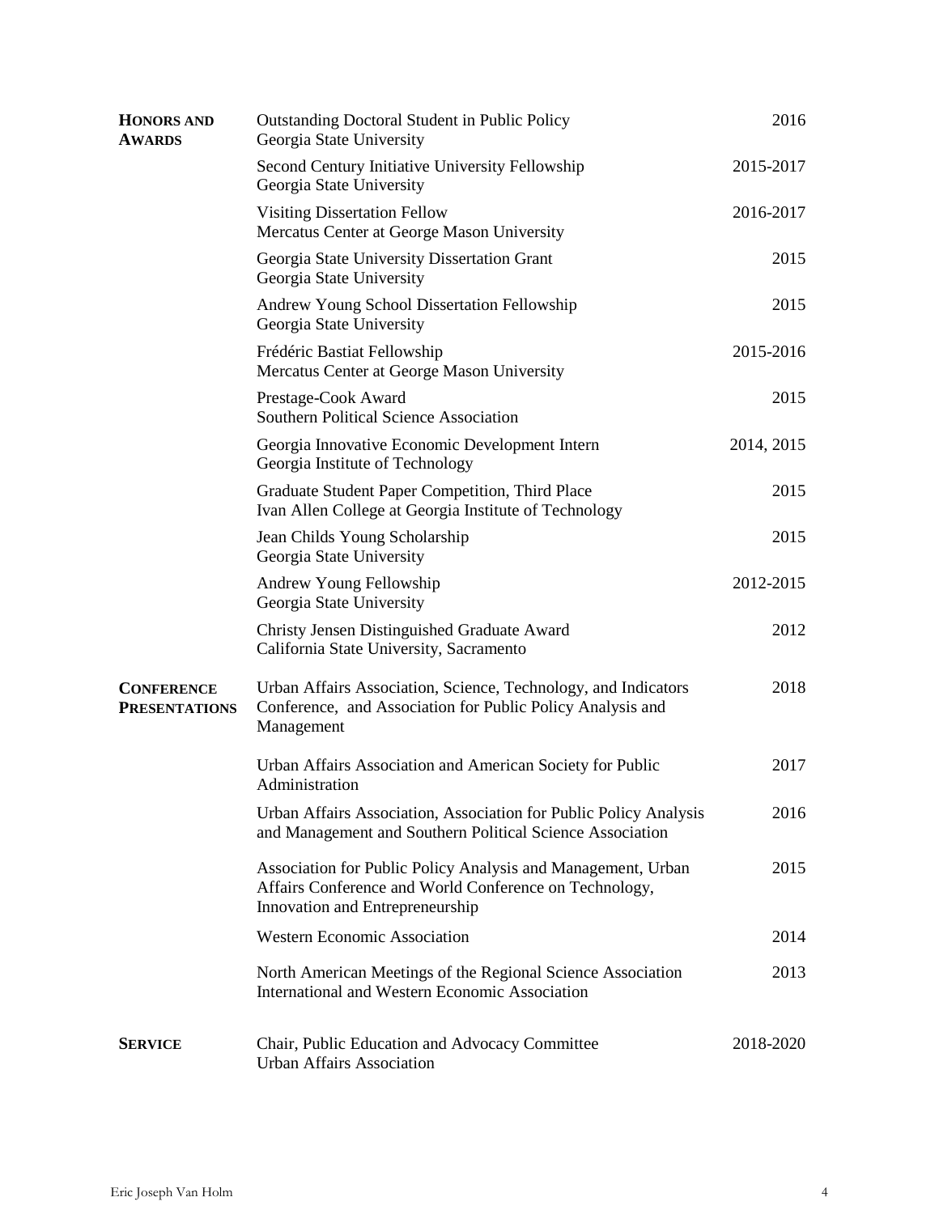## Honors and Awards

| Award | Year |
| --- | --- |
| Outstanding Doctoral Student in Public Policy<br>Georgia State University | 2016 |
| Second Century Initiative University Fellowship<br>Georgia State University | 2015-2017 |
| Visiting Dissertation Fellow<br>Mercatus Center at George Mason University | 2016-2017 |
| Georgia State University Dissertation Grant<br>Georgia State University | 2015 |
| Andrew Young School Dissertation Fellowship<br>Georgia State University | 2015 |
| Frédéric Bastiat Fellowship<br>Mercatus Center at George Mason University | 2015-2016 |
| Prestage-Cook Award<br>Southern Political Science Association | 2015 |
| Georgia Innovative Economic Development Intern<br>Georgia Institute of Technology | 2014, 2015 |
| Graduate Student Paper Competition, Third Place<br>Ivan Allen College at Georgia Institute of Technology | 2015 |
| Jean Childs Young Scholarship<br>Georgia State University | 2015 |
| Andrew Young Fellowship<br>Georgia State University | 2012-2015 |
| Christy Jensen Distinguished Graduate Award<br>California State University, Sacramento | 2012 |

## Conference Presentations

| Conference | Year |
| --- | --- |
| Urban Affairs Association, Science, Technology, and Indicators Conference, and Association for Public Policy Analysis and Management | 2018 |
| Urban Affairs Association and American Society for Public Administration | 2017 |
| Urban Affairs Association, Association for Public Policy Analysis and Management and Southern Political Science Association | 2016 |
| Association for Public Policy Analysis and Management, Urban Affairs Conference and World Conference on Technology, Innovation and Entrepreneurship | 2015 |
| Western Economic Association | 2014 |
| North American Meetings of the Regional Science Association International and Western Economic Association | 2013 |

## Service

| Position | Years |
| --- | --- |
| Chair, Public Education and Advocacy Committee<br>Urban Affairs Association | 2018-2020 |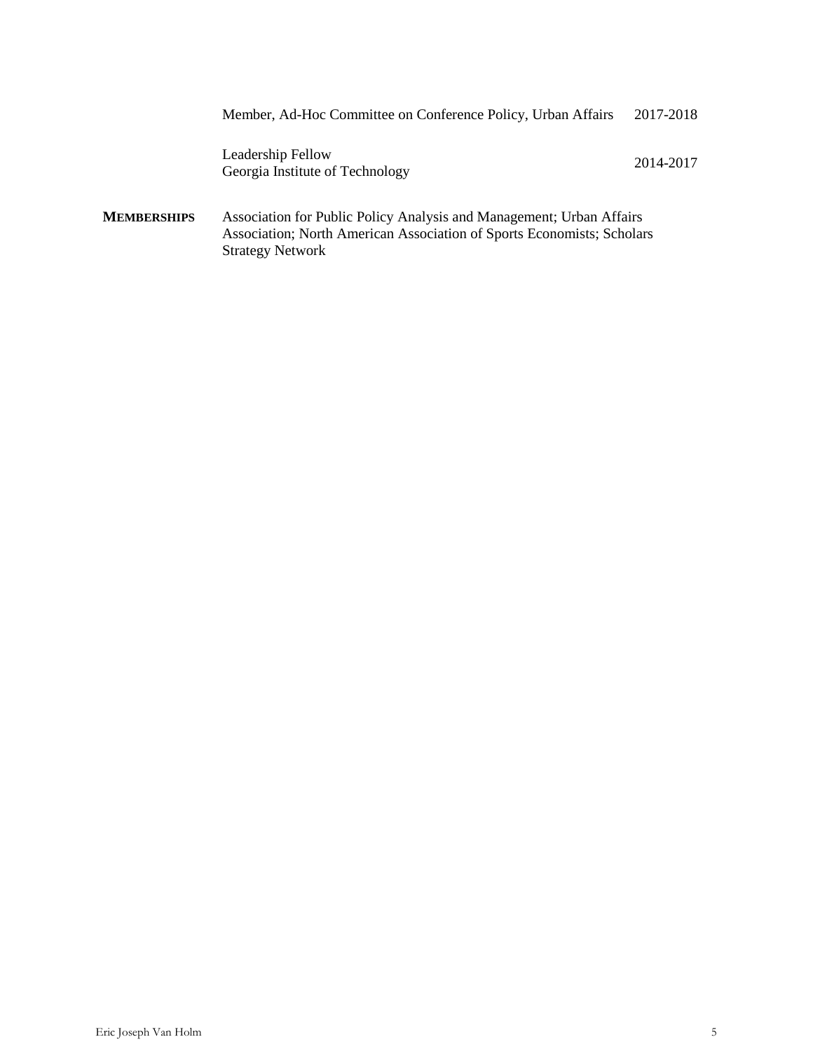| | | |
|---|---|---|
| | Member, Ad-Hoc Committee on Conference Policy, Urban Affairs | 2017-2018 |
| | Leadership Fellow<br>Georgia Institute of Technology | 2014-2017 |

**MEMBERSHIPS** Association for Public Policy Analysis and Management; Urban Affairs Association; North American Association of Sports Economists; Scholars Strategy Network